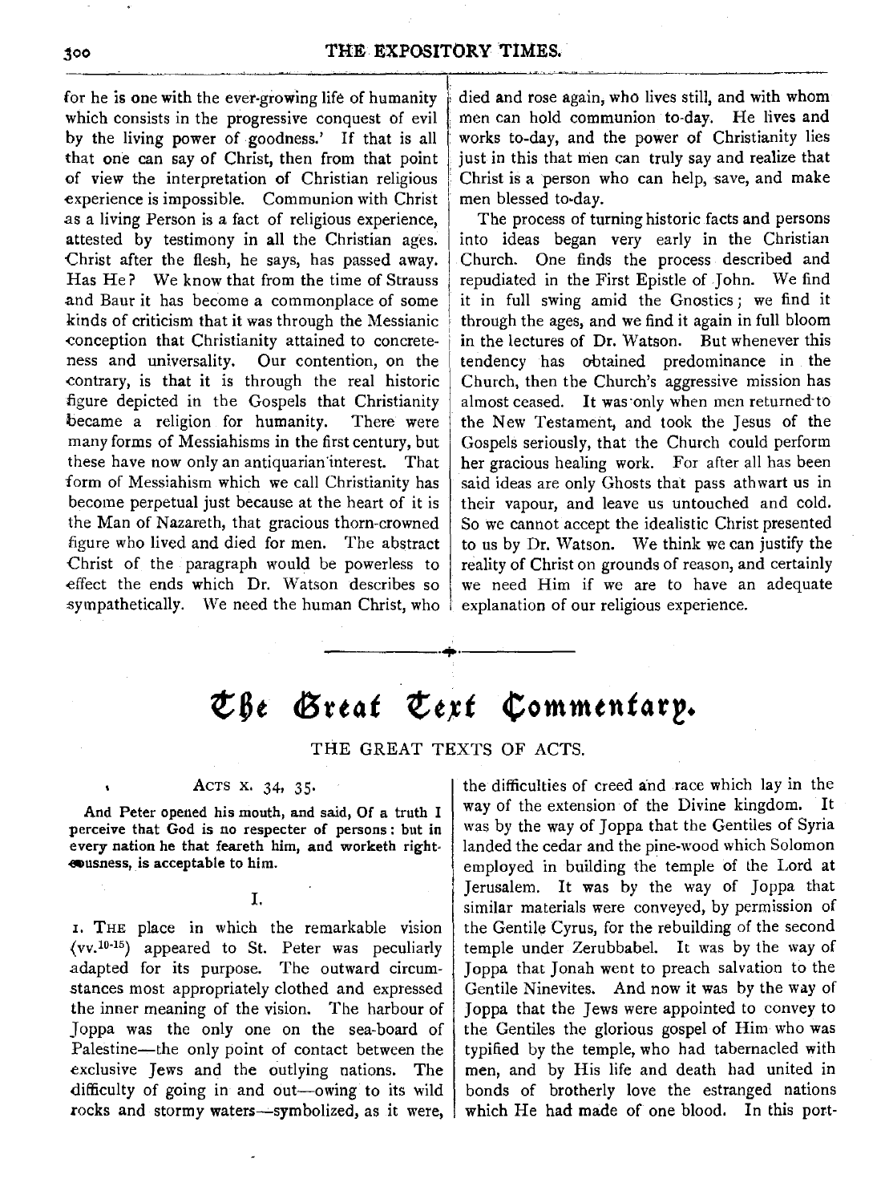for he is one with the ever-growing life of humanity which consists in the progressive conquest of evil by the living power of goodness.' If that is all that one can say of Christ, then from that point of view the interpretation of Christian religious experience is impossible. Communion with Christ as a living Person is a fact of religious experience, attested by testimony in all the Christian ages. Christ after the flesh, he says, has passed away. Has He? We know that from the time of Strauss and Baur it has become a commonplace of some kinds of criticism that it was through the Messianic conception that Christianity attained to concreteness and universality. Our contention, on the contrary, is that it is through the real historic figure depicted in the Gospels that Christianity became a religion for humanity. There were many forms of Messiahisms in the first century, but these have now only an antiquarian interest. That form of Messiahism which we call Christianity has become perpetual just because at the heart of it is the Man of Nazareth, that gracious thorn-crowned figure who lived and died for men. The abstract Christ of the paragraph would be powerless to effect the ends which Dr. Watson describes so sympathetically. We need the human Christ, who died and rose again, who lives still, and with whom men can hold communion to-day. He lives and works to-day, and the power of Christianity lies just in this that men can truly say and realize that Christ is a person who can help, save, and make men blessed to-day.

The process of turning historic facts and persons into ideas began very early in the Christian Church. One finds the process described and repudiated in the First Epistle of John. We find it in full swing amid the Gnostics; we find it through the ages, and we find it again in full bloom in the lectures of Dr. Watson. But whenever this tendency has obtained predominance in the Church, then the Church's aggressive mission has almost ceased. It was only when men returned to the New Testament, and took the Jesus of the Gospels seriously, that the Church could perform her gracious healing work. For after all has been said ideas are only Ghosts that pass athwart us in their vapour, and leave us untouched and cold. So we cannot accept the idealistic Christ presented to us by Dr. Watson. We think we can justify the reality of Christ on grounds of reason, and certainly we need Him if we are to have an adequate explanation of our religious experience.

# The Great Text Commentary.

## THE GREAT TEXTS OF ACTS.

### Acts x. 34, 35.

**And Peter opened his mouth, and said, Of a truth I perceive that God is no respecter of persons: but in every nation he that feareth him, and worketh righteousness, is acceptable to him.**

### I.

1. The place in which the remarkable vision (vv.[10-15]) appeared to St. Peter was peculiarly adapted for its purpose. The outward circumstances most appropriately clothed and expressed the inner meaning of the vision. The harbour of Joppa was the only one on the sea-board of Palestine—the only point of contact between the exclusive Jews and the outlying nations. The difficulty of going in and out—owing to its wild rocks and stormy waters—symbolized, as it were, the difficulties of creed and race which lay in the way of the extension of the Divine kingdom. It was by the way of Joppa that the Gentiles of Syria landed the cedar and the pine-wood which Solomon employed in building the temple of the Lord at Jerusalem. It was by the way of Joppa that similar materials were conveyed, by permission of the Gentile Cyrus, for the rebuilding of the second temple under Zerubbabel. It was by the way of Joppa that Jonah went to preach salvation to the Gentile Ninevites. And now it was by the way of Joppa that the Jews were appointed to convey to the Gentiles the glorious gospel of Him who was typified by the temple, who had tabernacled with men, and by His life and death had united in bonds of brotherly love the estranged nations which He had made of one blood. In this port-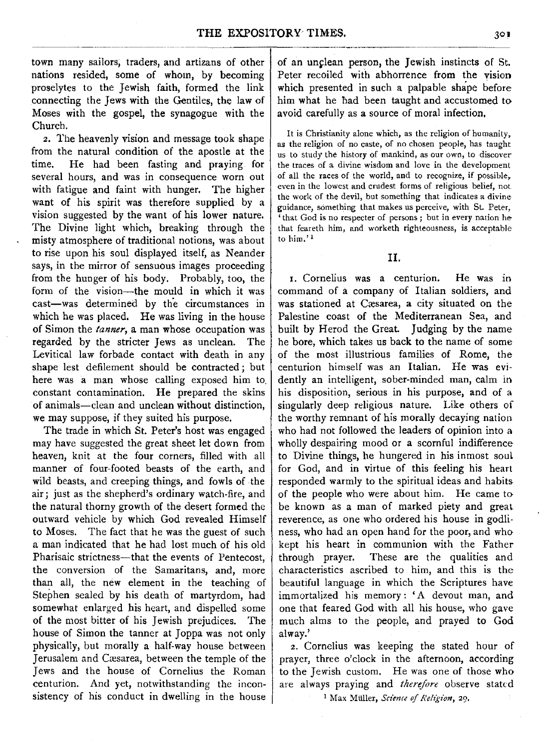town many sailors, traders, and artizans of other nations resided, some of whom, by becoming proselytes to the Jewish faith, formed the link connecting the Jews with the Gentiles, the law of Moses with the gospel, the synagogue with the Church.

2. The heavenly vision and message took shape from the natural condition of the apostle at the time. He had been fasting and praying for several hours, and was in consequence worn out with fatigue and faint with hunger. The higher want of his spirit was therefore supplied by a vision suggested by the want of his lower nature. The Divine light which, breaking through the misty atmosphere of traditional notions, was about to rise upon his soul displayed itself, as Neander says, in the mirror of sensuous images proceeding from the hunger of his body. Probably, too, the form of the vision—the mould in which it was cast—was determined by the circumstances in which he was placed. He was living in the house of Simon the *tanner*, a man whose occupation was regarded by the stricter Jews as unclean. The Levitical law forbade contact with death in any shape lest defilement should be contracted; but here was a man whose calling exposed him to constant contamination. He prepared the skins of animals—clean and unclean without distinction, we may suppose, if they suited his purpose.

The trade in which St. Peter's host was engaged may have suggested the great sheet let down from heaven, knit at the four corners, filled with all manner of four-footed beasts of the earth, and wild beasts, and creeping things, and fowls of the air; just as the shepherd's ordinary watch-fire, and the natural thorny growth of the desert formed the outward vehicle by which God revealed Himself to Moses. The fact that he was the guest of such a man indicated that he had lost much of his old Pharisaic strictness—that the events of Pentecost, the conversion of the Samaritans, and, more than all, the new element in the teaching of Stephen sealed by his death of martyrdom, had somewhat enlarged his heart, and dispelled some of the most bitter of his Jewish prejudices. The house of Simon the tanner at Joppa was not only physically, but morally a half-way house between Jerusalem and Cæsarea, between the temple of the Jews and the house of Cornelius the Roman centurion. And yet, notwithstanding the inconsistency of his conduct in dwelling in the house of an unclean person, the Jewish instincts of St. Peter recoiled with abhorrence from the vision which presented in such a palpable shape before him what he had been taught and accustomed to avoid carefully as a source of moral infection.

> It is Christianity alone which, as the religion of humanity, as the religion of no caste, of no chosen people, has taught us to study the history of mankind, as our own, to discover the traces of a divine wisdom and love in the development of all the races of the world, and to recognize, if possible, even in the lowest and crudest forms of religious belief, not the work of the devil, but something that indicates a divine guidance, something that makes us perceive, with St. Peter, 'that God is no respecter of persons; but in every nation he that feareth him, and worketh righteousness, is acceptable to him.'[1]

## II.

1. Cornelius was a centurion. He was in command of a company of Italian soldiers, and was stationed at Cæsarea, a city situated on the Palestine coast of the Mediterranean Sea, and built by Herod the Great. Judging by the name he bore, which takes us back to the name of some of the most illustrious families of Rome, the centurion himself was an Italian. He was evidently an intelligent, sober-minded man, calm in his disposition, serious in his purpose, and of a singularly deep religious nature. Like others of the worthy remnant of his morally decaying nation who had not followed the leaders of opinion into a wholly despairing mood or a scornful indifference to Divine things, he hungered in his inmost soul for God, and in virtue of this feeling his heart responded warmly to the spiritual ideas and habits of the people who were about him. He came to be known as a man of marked piety and great reverence, as one who ordered his house in godliness, who had an open hand for the poor, and who kept his heart in communion with the Father through prayer. These are the qualities and characteristics ascribed to him, and this is the beautiful language in which the Scriptures have immortalized his memory: 'A devout man, and one that feared God with all his house, who gave much alms to the people, and prayed to God alway.'

2. Cornelius was keeping the stated hour of prayer, three o'clock in the afternoon, according to the Jewish custom. He was one of those who are always praying and *therefore* observe stated

[1] Max Müller, *Science of Religion*, 29.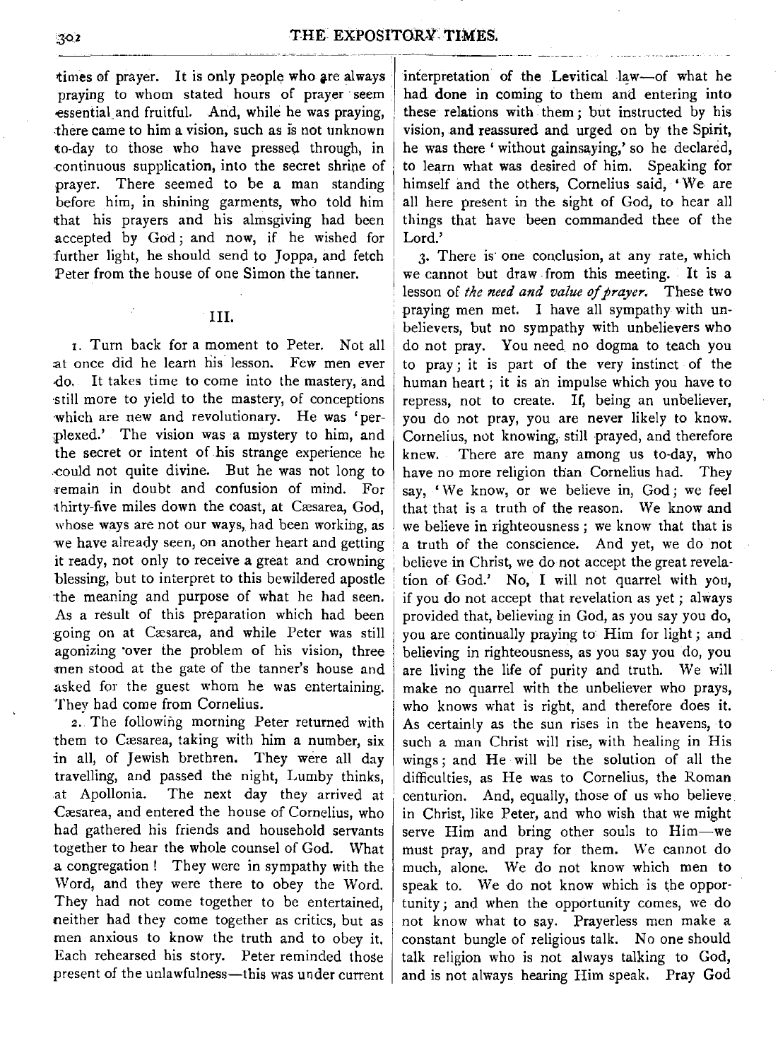times of prayer. It is only people who are always praying to whom stated hours of prayer seem essential and fruitful. And, while he was praying, there came to him a vision, such as is not unknown to-day to those who have pressed through, in continuous supplication, into the secret shrine of prayer. There seemed to be a man standing before him, in shining garments, who told him that his prayers and his almsgiving had been accepted by God; and now, if he wished for further light, he should send to Joppa, and fetch Peter from the house of one Simon the tanner.

## III.

1. Turn back for a moment to Peter. Not all at once did he learn his lesson. Few men ever do. It takes time to come into the mastery, and still more to yield to the mastery, of conceptions which are new and revolutionary. He was 'perplexed.' The vision was a mystery to him, and the secret or intent of his strange experience he could not quite divine. But he was not long to remain in doubt and confusion of mind. For thirty-five miles down the coast, at Cæsarea, God, whose ways are not our ways, had been working, as we have already seen, on another heart and getting it ready, not only to receive a great and crowning blessing, but to interpret to this bewildered apostle the meaning and purpose of what he had seen. As a result of this preparation which had been going on at Cæsarea, and while Peter was still agonizing over the problem of his vision, three men stood at the gate of the tanner's house and asked for the guest whom he was entertaining. They had come from Cornelius.

2. The following morning Peter returned with them to Cæsarea, taking with him a number, six in all, of Jewish brethren. They were all day travelling, and passed the night, Lumby thinks, at Apollonia. The next day they arrived at Cæsarea, and entered the house of Cornelius, who had gathered his friends and household servants together to hear the whole counsel of God. What a congregation! They were in sympathy with the Word, and they were there to obey the Word. They had not come together to be entertained, neither had they come together as critics, but as men anxious to know the truth and to obey it. Each rehearsed his story. Peter reminded those present of the unlawfulness—this was under current interpretation of the Levitical law—of what he had done in coming to them and entering into these relations with them; but instructed by his vision, and reassured and urged on by the Spirit, he was there 'without gainsaying,' so he declared, to learn what was desired of him. Speaking for himself and the others, Cornelius said, 'We are all here present in the sight of God, to hear all things that have been commanded thee of the Lord.'

3. There is one conclusion, at any rate, which we cannot but draw from this meeting. It is a lesson of *the need and value of prayer*. These two praying men met. I have all sympathy with unbelievers, but no sympathy with unbelievers who do not pray. You need no dogma to teach you to pray; it is part of the very instinct of the human heart; it is an impulse which you have to repress, not to create. If, being an unbeliever, you do not pray, you are never likely to know. Cornelius, not knowing, still prayed, and therefore knew. There are many among us to-day, who have no more religion than Cornelius had. They say, 'We know, or we believe in, God; we feel that that is a truth of the reason. We know and we believe in righteousness; we know that that is a truth of the conscience. And yet, we do not believe in Christ, we do not accept the great revelation of God.' No, I will not quarrel with you, if you do not accept that revelation as yet; always provided that, believing in God, as you say you do, you are continually praying to Him for light; and believing in righteousness, as you say you do, you are living the life of purity and truth. We will make no quarrel with the unbeliever who prays, who knows what is right, and therefore does it. As certainly as the sun rises in the heavens, to such a man Christ will rise, with healing in His wings; and He will be the solution of all the difficulties, as He was to Cornelius, the Roman centurion. And, equally, those of us who believe in Christ, like Peter, and who wish that we might serve Him and bring other souls to Him—we must pray, and pray for them. We cannot do much, alone. We do not know which men to speak to. We do not know which is the opportunity; and when the opportunity comes, we do not know what to say. Prayerless men make a constant bungle of religious talk. No one should talk religion who is not always talking to God, and is not always hearing Him speak. Pray God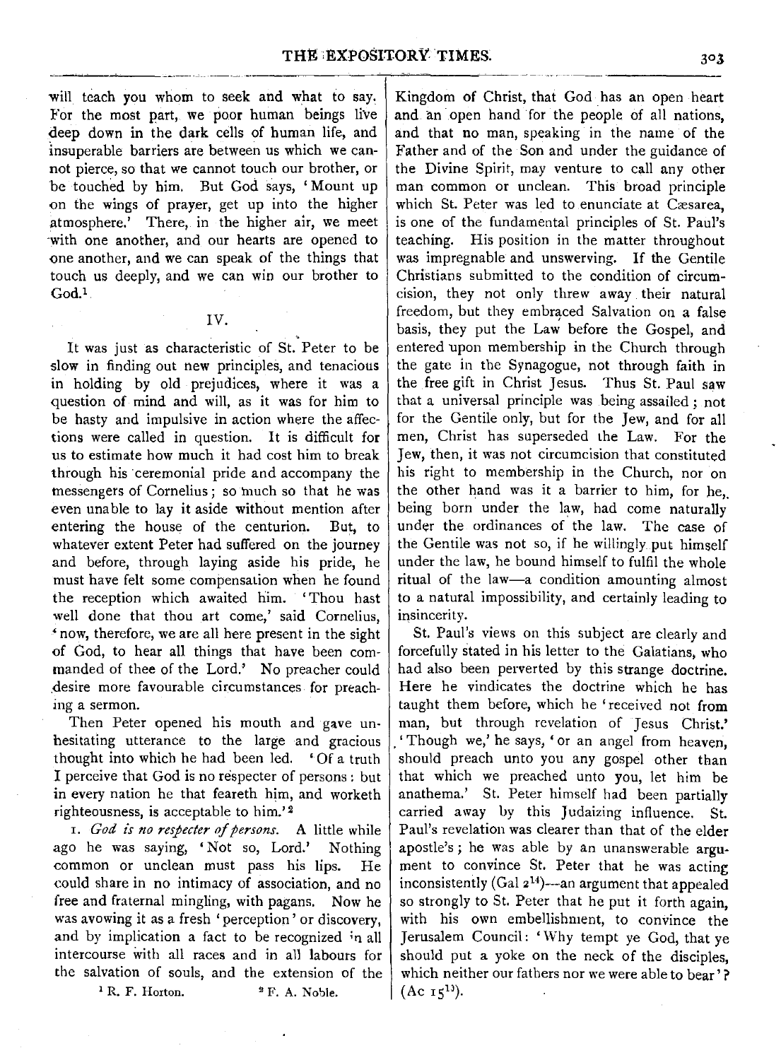will teach you whom to seek and what to say. For the most part, we poor human beings live deep down in the dark cells of human life, and insuperable barriers are between us which we cannot pierce, so that we cannot touch our brother, or be touched by him. But God says, 'Mount up on the wings of prayer, get up into the higher atmosphere.' There, in the higher air, we meet with one another, and our hearts are opened to one another, and we can speak of the things that touch us deeply, and we can win our brother to God.[1]

IV.

It was just as characteristic of St. Peter to be slow in finding out new principles, and tenacious in holding by old prejudices, where it was a question of mind and will, as it was for him to be hasty and impulsive in action where the affections were called in question. It is difficult for us to estimate how much it had cost him to break through his ceremonial pride and accompany the messengers of Cornelius; so much so that he was even unable to lay it aside without mention after entering the house of the centurion. But, to whatever extent Peter had suffered on the journey and before, through laying aside his pride, he must have felt some compensation when he found the reception which awaited him. 'Thou hast well done that thou art come,' said Cornelius, 'now, therefore, we are all here present in the sight of God, to hear all things that have been commanded of thee of the Lord.' No preacher could desire more favourable circumstances for preaching a sermon.

Then Peter opened his mouth and gave unhesitating utterance to the large and gracious thought into which he had been led. 'Of a truth I perceive that God is no respecter of persons: but in every nation he that feareth him, and worketh righteousness, is acceptable to him.'[2]

1. *God is no respecter of persons.* A little while ago he was saying, 'Not so, Lord.' Nothing common or unclean must pass his lips. He could share in no intimacy of association, and no free and fraternal mingling, with pagans. Now he was avowing it as a fresh 'perception' or discovery, and by implication a fact to be recognized in all intercourse with all races and in all labours for the salvation of souls, and the extension of the Kingdom of Christ, that God has an open heart and an open hand for the people of all nations, and that no man, speaking in the name of the Father and of the Son and under the guidance of the Divine Spirit, may venture to call any other man common or unclean. This broad principle which St. Peter was led to enunciate at Cæsarea, is one of the fundamental principles of St. Paul's teaching. His position in the matter throughout was impregnable and unswerving. If the Gentile Christians submitted to the condition of circumcision, they not only threw away their natural freedom, but they embraced Salvation on a false basis, they put the Law before the Gospel, and entered upon membership in the Church through the gate in the Synagogue, not through faith in the free gift in Christ Jesus. Thus St. Paul saw that a universal principle was being assailed; not for the Gentile only, but for the Jew, and for all men, Christ has superseded the Law. For the Jew, then, it was not circumcision that constituted his right to membership in the Church, nor on the other hand was it a barrier to him, for he, being born under the law, had come naturally under the ordinances of the law. The case of the Gentile was not so, if he willingly put himself under the law, he bound himself to fulfil the whole ritual of the law—a condition amounting almost to a natural impossibility, and certainly leading to insincerity.

St. Paul's views on this subject are clearly and forcefully stated in his letter to the Galatians, who had also been perverted by this strange doctrine. Here he vindicates the doctrine which he has taught them before, which he 'received not from man, but through revelation of Jesus Christ.' 'Though we,' he says, 'or an angel from heaven, should preach unto you any gospel other than that which we preached unto you, let him be anathema.' St. Peter himself had been partially carried away by this Judaizing influence. St. Paul's revelation was clearer than that of the elder apostle's; he was able by an unanswerable argument to convince St. Peter that he was acting inconsistently (Gal 2[14])—an argument that appealed so strongly to St. Peter that he put it forth again, with his own embellishment, to convince the Jerusalem Council: 'Why tempt ye God, that ye should put a yoke on the neck of the disciples, which neither our fathers nor we were able to bear'? (Ac 15[10]).

---

[1] R. F. Horton.

[2] F. A. Noble.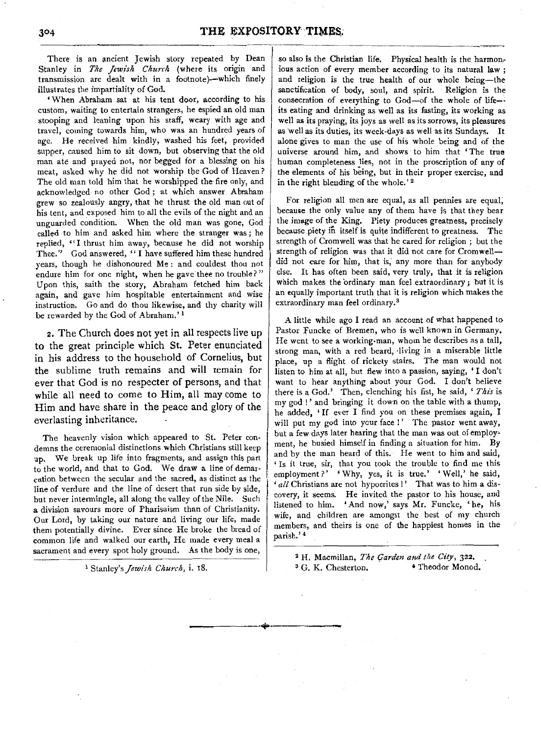There is an ancient Jewish story repeated by Dean Stanley in *The Jewish Church* (where its origin and transmission are dealt with in a footnote)—which finely illustrates the impartiality of God.

'When Abraham sat at his tent door, according to his custom, waiting to entertain strangers, he espied an old man stooping and leaning upon his staff, weary with age and travel, coming towards him, who was an hundred years of age. He received him kindly, washed his feet, provided supper, caused him to sit down, but observing that the old man ate and prayed not, nor begged for a blessing on his meat, asked why he did not worship the God of Heaven? The old man told him that he worshipped the fire only, and acknowledged no other God; at which answer Abraham grew so zealously angry, that he thrust the old man out of his tent, and exposed him to all the evils of the night and an unguarded condition. When the old man was gone, God called to him and asked him where the stranger was; he replied, "I thrust him away, because he did not worship Thee." God answered, "I have suffered him these hundred years, though he dishonoured Me: and couldest thou not endure him for one night, when he gave thee no trouble?" Upon this, saith the story, Abraham fetched him back again, and gave him hospitable entertainment and wise instruction. Go and do thou likewise, and thy charity will be rewarded by the God of Abraham.'[1]

2. The Church does not yet in all respects live up to the great principle which St. Peter enunciated in his address to the household of Cornelius, but the sublime truth remains and will remain for ever that God is no respecter of persons, and that while all need to come to Him, all may come to Him and have share in the peace and glory of the everlasting inheritance.

The heavenly vision which appeared to St. Peter condemns the ceremonial distinctions which Christians still keep up. We break up life into fragments, and assign this part to the world, and that to God. We draw a line of demarcation between the secular and the sacred, as distinct as the line of verdure and the line of desert that run side by side, but never intermingle, all along the valley of the Nile. Such a division savours more of Pharisaism than of Christianity. Our Lord, by taking our nature and living our life, made them potentially divine. Ever since He broke the bread of common life and walked our earth, He made every meal a sacrament and every spot holy ground. As the body is one, so also is the Christian life. Physical health is the harmonious action of every member according to its natural law; and religion is the true health of our whole being—the sanctification of body, soul, and spirit. Religion is the consecration of everything to God—of the whole of life—its eating and drinking as well as its fasting, its working as well as its praying, its joys as well as its sorrows, its pleasures as well as its duties, its week-days as well as its Sundays. It alone gives to man the use of his whole being and of the universe around him, and shows to him that 'The true human completeness lies, not in the proscription of any of the elements of his being, but in their proper exercise, and in the right blending of the whole.'[2]

For religion all men are equal, as all pennies are equal, because the only value any of them have is that they bear the image of the King. Piety produces greatness, precisely because piety in itself is quite indifferent to greatness. The strength of Cromwell was that he cared for religion; but the strength of religion was that it did not care for Cromwell—did not care for him, that is, any more than for anybody else. It has often been said, very truly, that it is religion which makes the ordinary man feel extraordinary; but it is an equally important truth that it is religion which makes the extraordinary man feel ordinary.[3]

A little while ago I read an account of what happened to Pastor Funcke of Bremen, who is well known in Germany. He went to see a working-man, whom he describes as a tall, strong man, with a red beard, living in a miserable little place, up a flight of rickety stairs. The man would not listen to him at all, but flew into a passion, saying, 'I don't want to hear anything about your God. I don't believe there is a God.' Then, clenching his fist, he said, '*This* is my god!' and bringing it down on the table with a thump, he added, 'If ever I find you on these premises again, I will put my god into your face!' The pastor went away, but a few days later hearing that the man was out of employment, he busied himself in finding a situation for him. By and by the man heard of this. He went to him and said, 'Is it true, sir, that you took the trouble to find me this employment?' 'Why, yes, it is true.' 'Well,' he said, '*all* Christians are not hypocrites!' That was to him a discovery, it seems. He invited the pastor to his house, and listened to him. 'And now,' says Mr. Funcke, 'he, his wife, and children are amongst the best of my church members, and theirs is one of the happiest homes in the parish.'[4]

---

[1] Stanley's *Jewish Church*, i. 18.

[2] H. Macmillan, *The Garden and the City*, 322.

[3] G. K. Chesterton.

[4] Theodor Monod.